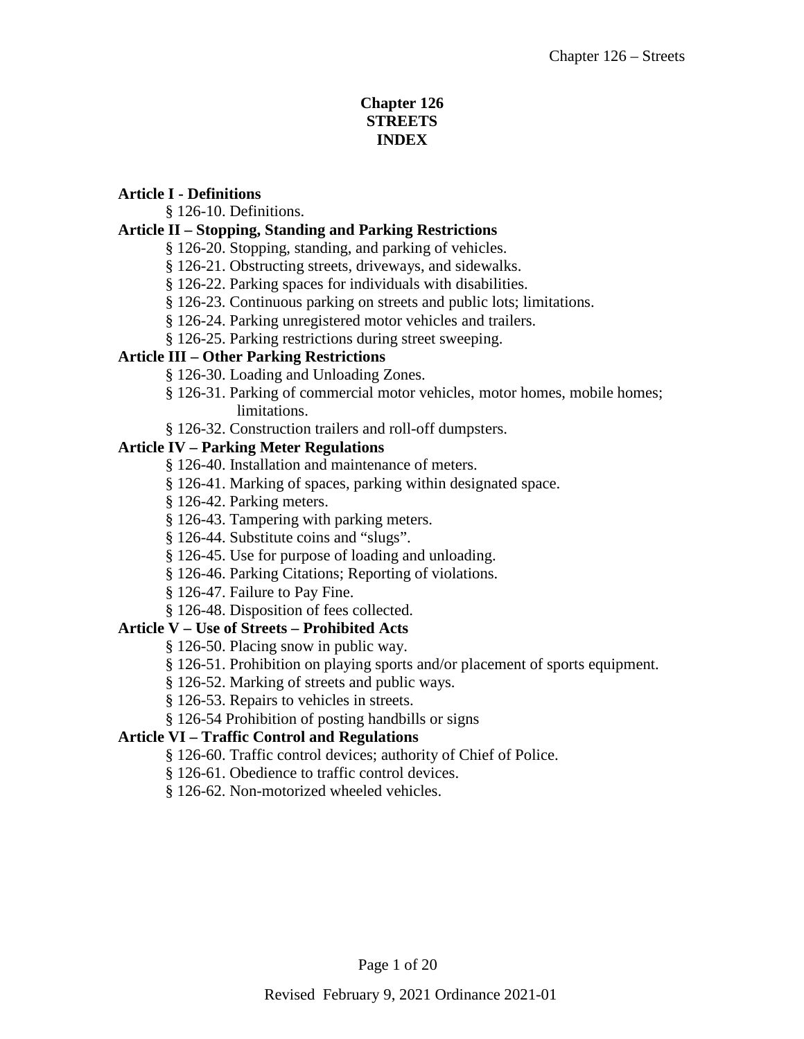# Chapter 126
# STREETS
# INDEX

**Article I - Definitions**

- § 126-10. Definitions.

**Article II – Stopping, Standing and Parking Restrictions**

- § 126-20. Stopping, standing, and parking of vehicles.
- § 126-21. Obstructing streets, driveways, and sidewalks.
- § 126-22. Parking spaces for individuals with disabilities.
- § 126-23. Continuous parking on streets and public lots; limitations.
- § 126-24. Parking unregistered motor vehicles and trailers.
- § 126-25. Parking restrictions during street sweeping.

**Article III – Other Parking Restrictions**

- § 126-30. Loading and Unloading Zones.
- § 126-31. Parking of commercial motor vehicles, motor homes, mobile homes; limitations.
- § 126-32. Construction trailers and roll-off dumpsters.

**Article IV – Parking Meter Regulations**

- § 126-40. Installation and maintenance of meters.
- § 126-41. Marking of spaces, parking within designated space.
- § 126-42. Parking meters.
- § 126-43. Tampering with parking meters.
- § 126-44. Substitute coins and "slugs".
- § 126-45. Use for purpose of loading and unloading.
- § 126-46. Parking Citations; Reporting of violations.
- § 126-47. Failure to Pay Fine.
- § 126-48. Disposition of fees collected.

**Article V – Use of Streets – Prohibited Acts**

- § 126-50. Placing snow in public way.
- § 126-51. Prohibition on playing sports and/or placement of sports equipment.
- § 126-52. Marking of streets and public ways.
- § 126-53. Repairs to vehicles in streets.
- § 126-54 Prohibition of posting handbills or signs

**Article VI – Traffic Control and Regulations**

- § 126-60. Traffic control devices; authority of Chief of Police.
- § 126-61. Obedience to traffic control devices.
- § 126-62. Non-motorized wheeled vehicles.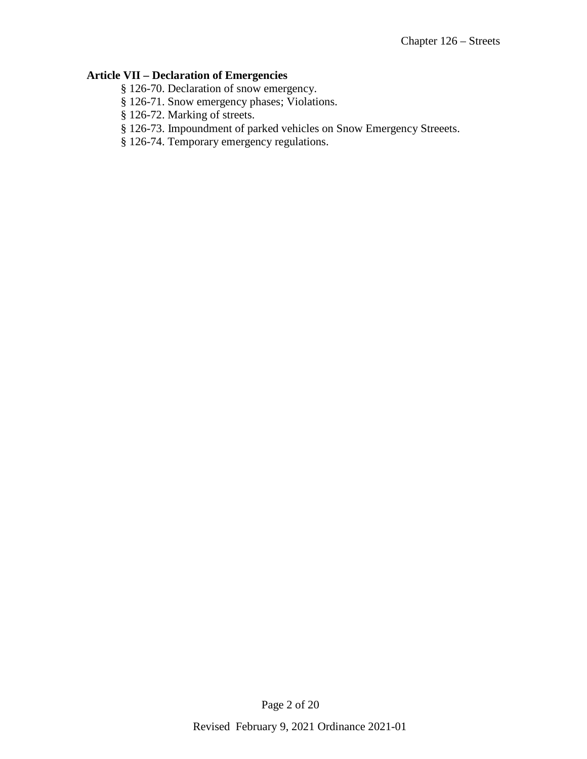**Article VII – Declaration of Emergencies**

§ 126-70. Declaration of snow emergency.
§ 126-71. Snow emergency phases; Violations.
§ 126-72. Marking of streets.
§ 126-73. Impoundment of parked vehicles on Snow Emergency Streeets.
§ 126-74. Temporary emergency regulations.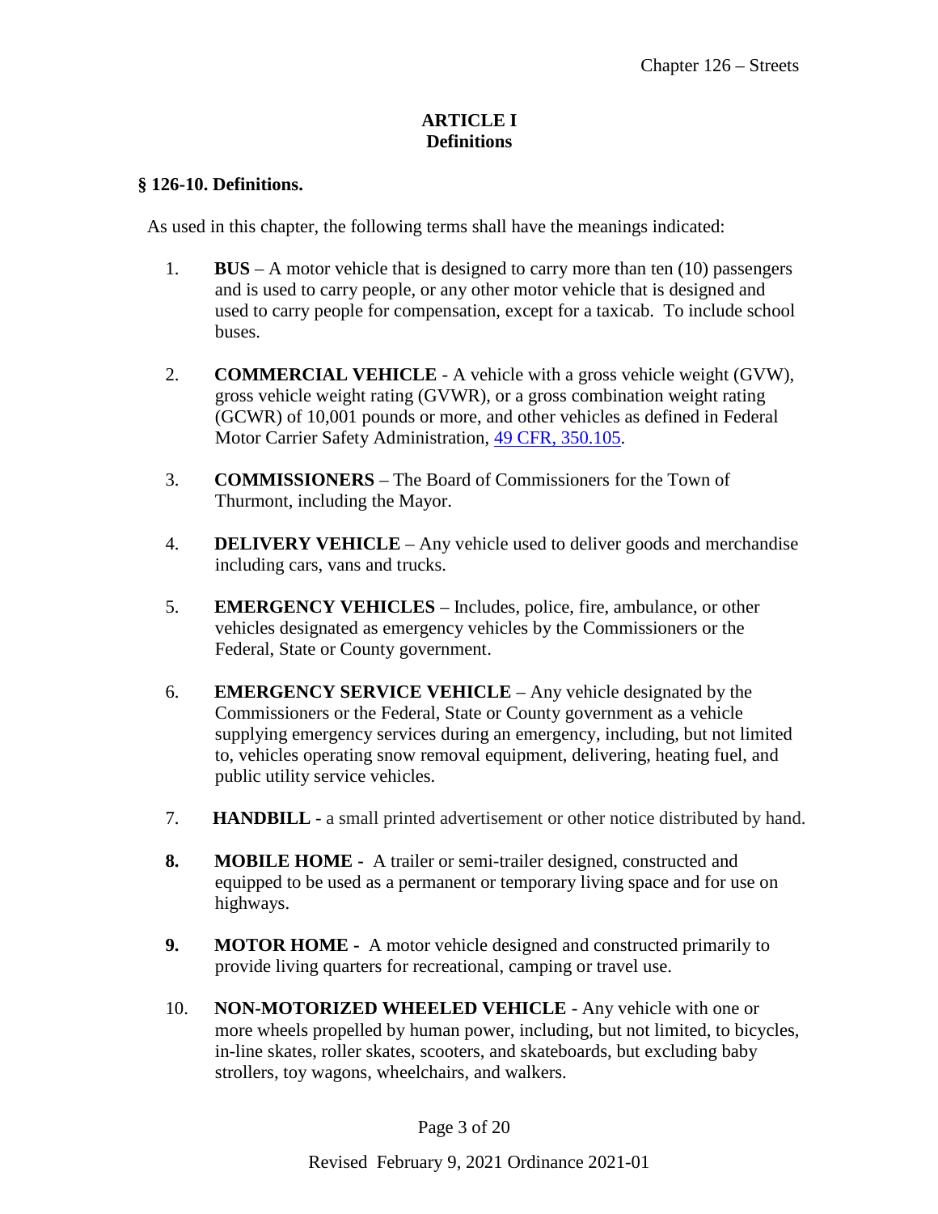## ARTICLE I
## Definitions

### § 126-10. Definitions.

As used in this chapter, the following terms shall have the meanings indicated:

1. **BUS** – A motor vehicle that is designed to carry more than ten (10) passengers and is used to carry people, or any other motor vehicle that is designed and used to carry people for compensation, except for a taxicab. To include school buses.

2. **COMMERCIAL VEHICLE** - A vehicle with a gross vehicle weight (GVW), gross vehicle weight rating (GVWR), or a gross combination weight rating (GCWR) of 10,001 pounds or more, and other vehicles as defined in Federal Motor Carrier Safety Administration, 49 CFR, 350.105.

3. **COMMISSIONERS** – The Board of Commissioners for the Town of Thurmont, including the Mayor.

4. **DELIVERY VEHICLE** – Any vehicle used to deliver goods and merchandise including cars, vans and trucks.

5. **EMERGENCY VEHICLES** – Includes, police, fire, ambulance, or other vehicles designated as emergency vehicles by the Commissioners or the Federal, State or County government.

6. **EMERGENCY SERVICE VEHICLE** – Any vehicle designated by the Commissioners or the Federal, State or County government as a vehicle supplying emergency services during an emergency, including, but not limited to, vehicles operating snow removal equipment, delivering, heating fuel, and public utility service vehicles.

7. **HANDBILL** - a small printed advertisement or other notice distributed by hand.

8. **MOBILE HOME -** A trailer or semi-trailer designed, constructed and equipped to be used as a permanent or temporary living space and for use on highways.

9. **MOTOR HOME -** A motor vehicle designed and constructed primarily to provide living quarters for recreational, camping or travel use.

10. **NON-MOTORIZED WHEELED VEHICLE** - Any vehicle with one or more wheels propelled by human power, including, but not limited, to bicycles, in-line skates, roller skates, scooters, and skateboards, but excluding baby strollers, toy wagons, wheelchairs, and walkers.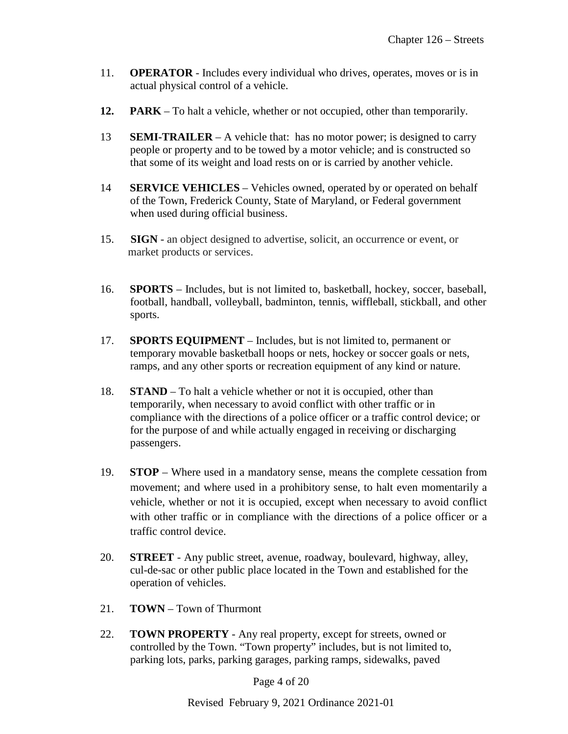11. **OPERATOR** - Includes every individual who drives, operates, moves or is in actual physical control of a vehicle.

**12.** **PARK** – To halt a vehicle, whether or not occupied, other than temporarily.

13 **SEMI-TRAILER** – A vehicle that: has no motor power; is designed to carry people or property and to be towed by a motor vehicle; and is constructed so that some of its weight and load rests on or is carried by another vehicle.

14 **SERVICE VEHICLES** – Vehicles owned, operated by or operated on behalf of the Town, Frederick County, State of Maryland, or Federal government when used during official business.

15. **SIGN** - an object designed to advertise, solicit, an occurrence or event, or market products or services.

16. **SPORTS** – Includes, but is not limited to, basketball, hockey, soccer, baseball, football, handball, volleyball, badminton, tennis, wiffleball, stickball, and other sports.

17. **SPORTS EQUIPMENT** – Includes, but is not limited to, permanent or temporary movable basketball hoops or nets, hockey or soccer goals or nets, ramps, and any other sports or recreation equipment of any kind or nature.

18. **STAND** – To halt a vehicle whether or not it is occupied, other than temporarily, when necessary to avoid conflict with other traffic or in compliance with the directions of a police officer or a traffic control device; or for the purpose of and while actually engaged in receiving or discharging passengers.

19. **STOP** – Where used in a mandatory sense, means the complete cessation from movement; and where used in a prohibitory sense, to halt even momentarily a vehicle, whether or not it is occupied, except when necessary to avoid conflict with other traffic or in compliance with the directions of a police officer or a traffic control device.

20. **STREET** - Any public street, avenue, roadway, boulevard, highway, alley, cul-de-sac or other public place located in the Town and established for the operation of vehicles.

21. **TOWN** – Town of Thurmont

22. **TOWN PROPERTY** - Any real property, except for streets, owned or controlled by the Town. "Town property" includes, but is not limited to, parking lots, parks, parking garages, parking ramps, sidewalks, paved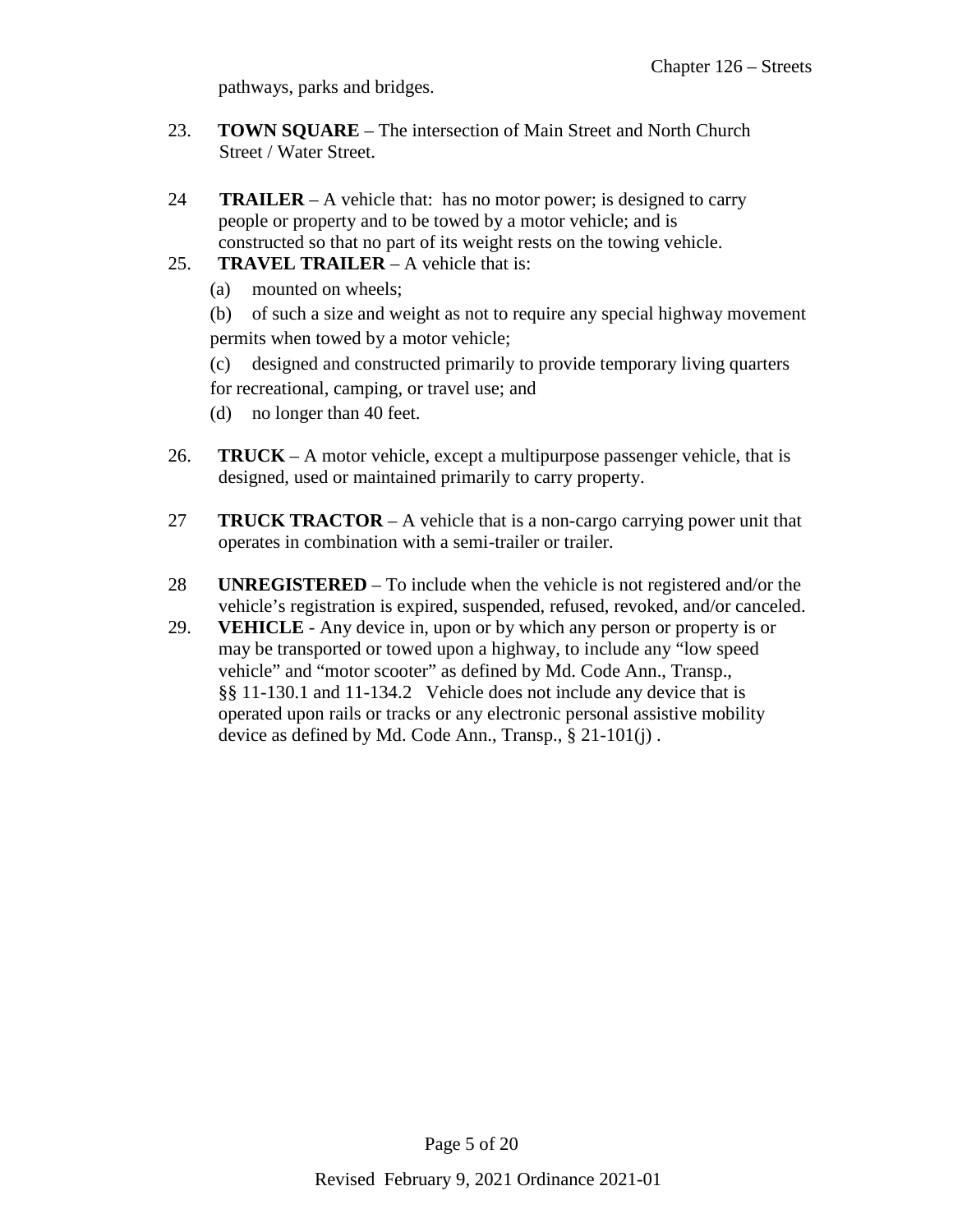pathways, parks and bridges.

23. **TOWN SQUARE** – The intersection of Main Street and North Church Street / Water Street.

24 **TRAILER** – A vehicle that: has no motor power; is designed to carry people or property and to be towed by a motor vehicle; and is constructed so that no part of its weight rests on the towing vehicle.

25. **TRAVEL TRAILER** – A vehicle that is:

 (a) mounted on wheels;

 (b) of such a size and weight as not to require any special highway movement permits when towed by a motor vehicle;

 (c) designed and constructed primarily to provide temporary living quarters for recreational, camping, or travel use; and

 (d) no longer than 40 feet.

26. **TRUCK** – A motor vehicle, except a multipurpose passenger vehicle, that is designed, used or maintained primarily to carry property.

27 **TRUCK TRACTOR** – A vehicle that is a non-cargo carrying power unit that operates in combination with a semi-trailer or trailer.

28 **UNREGISTERED** – To include when the vehicle is not registered and/or the vehicle's registration is expired, suspended, refused, revoked, and/or canceled.

29. **VEHICLE** - Any device in, upon or by which any person or property is or may be transported or towed upon a highway, to include any "low speed vehicle" and "motor scooter" as defined by Md. Code Ann., Transp., §§ 11-130.1 and 11-134.2 Vehicle does not include any device that is operated upon rails or tracks or any electronic personal assistive mobility device as defined by Md. Code Ann., Transp., § 21-101(j) .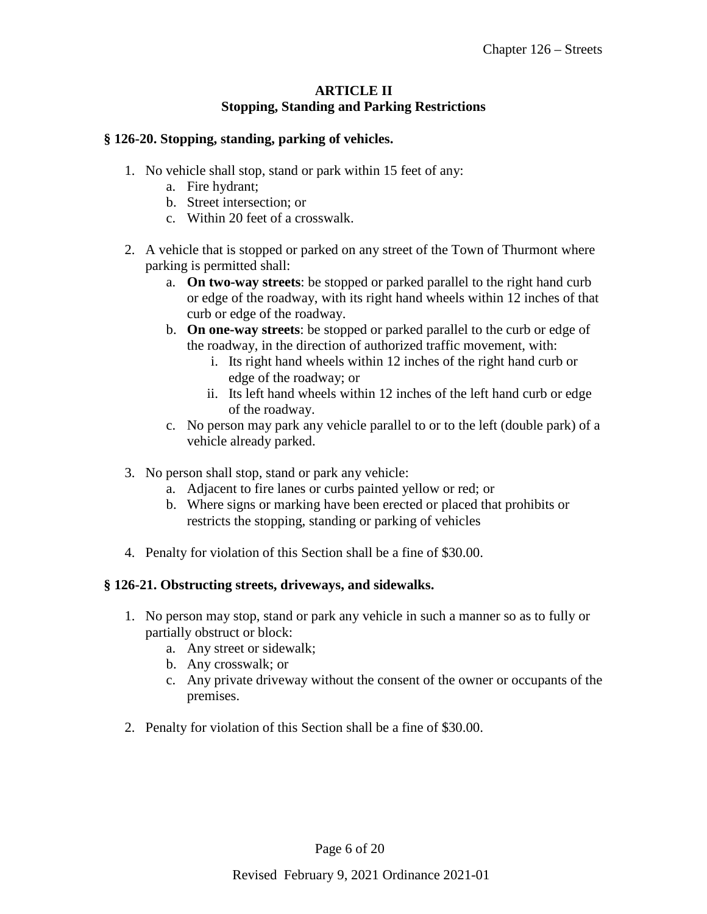## ARTICLE II
## Stopping, Standing and Parking Restrictions

### § 126-20. Stopping, standing, parking of vehicles.

1. No vehicle shall stop, stand or park within 15 feet of any:
   a. Fire hydrant;
   b. Street intersection; or
   c. Within 20 feet of a crosswalk.

2. A vehicle that is stopped or parked on any street of the Town of Thurmont where parking is permitted shall:
   a. **On two-way streets**: be stopped or parked parallel to the right hand curb or edge of the roadway, with its right hand wheels within 12 inches of that curb or edge of the roadway.
   b. **On one-way streets**: be stopped or parked parallel to the curb or edge of the roadway, in the direction of authorized traffic movement, with:
      i. Its right hand wheels within 12 inches of the right hand curb or edge of the roadway; or
      ii. Its left hand wheels within 12 inches of the left hand curb or edge of the roadway.
   c. No person may park any vehicle parallel to or to the left (double park) of a vehicle already parked.

3. No person shall stop, stand or park any vehicle:
   a. Adjacent to fire lanes or curbs painted yellow or red; or
   b. Where signs or marking have been erected or placed that prohibits or restricts the stopping, standing or parking of vehicles

4. Penalty for violation of this Section shall be a fine of $30.00.

### § 126-21. Obstructing streets, driveways, and sidewalks.

1. No person may stop, stand or park any vehicle in such a manner so as to fully or partially obstruct or block:
   a. Any street or sidewalk;
   b. Any crosswalk; or
   c. Any private driveway without the consent of the owner or occupants of the premises.

2. Penalty for violation of this Section shall be a fine of $30.00.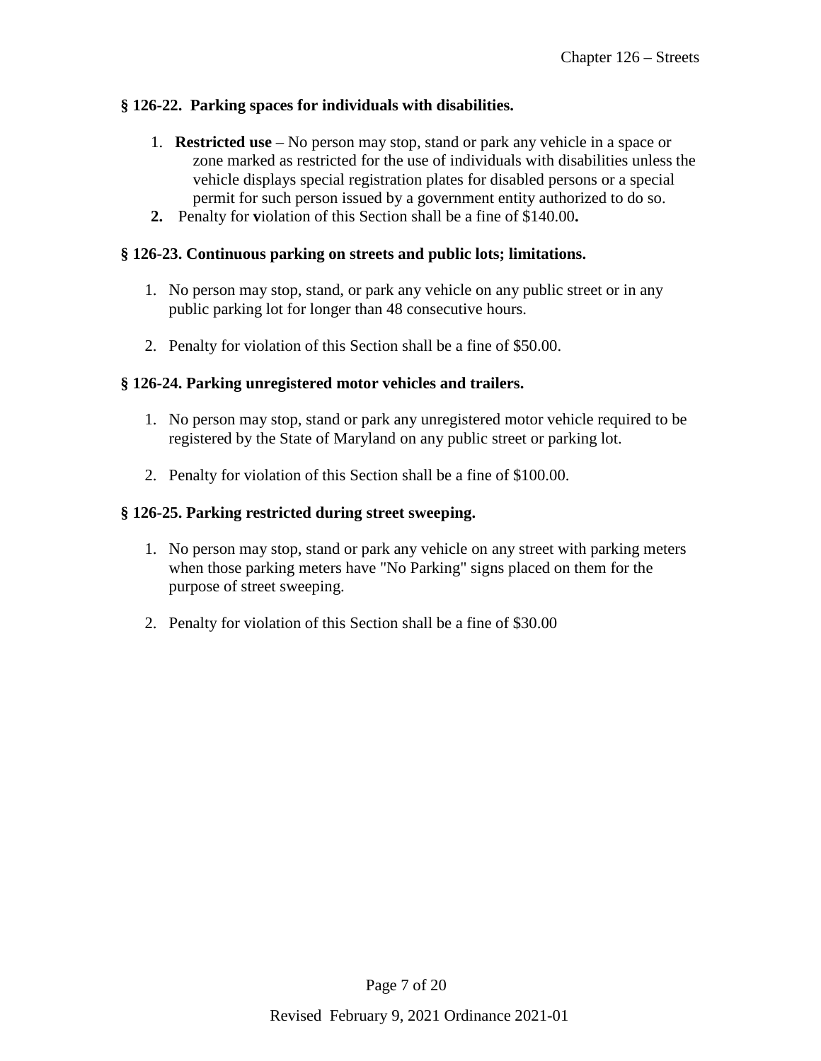### § 126-22. Parking spaces for individuals with disabilities.

1. **Restricted use** – No person may stop, stand or park any vehicle in a space or zone marked as restricted for the use of individuals with disabilities unless the vehicle displays special registration plates for disabled persons or a special permit for such person issued by a government entity authorized to do so.
2. Penalty for violation of this Section shall be a fine of $140.00.

### § 126-23. Continuous parking on streets and public lots; limitations.

1. No person may stop, stand, or park any vehicle on any public street or in any public parking lot for longer than 48 consecutive hours.

2. Penalty for violation of this Section shall be a fine of $50.00.

### § 126-24. Parking unregistered motor vehicles and trailers.

1. No person may stop, stand or park any unregistered motor vehicle required to be registered by the State of Maryland on any public street or parking lot.

2. Penalty for violation of this Section shall be a fine of $100.00.

### § 126-25. Parking restricted during street sweeping.

1. No person may stop, stand or park any vehicle on any street with parking meters when those parking meters have "No Parking" signs placed on them for the purpose of street sweeping.

2. Penalty for violation of this Section shall be a fine of $30.00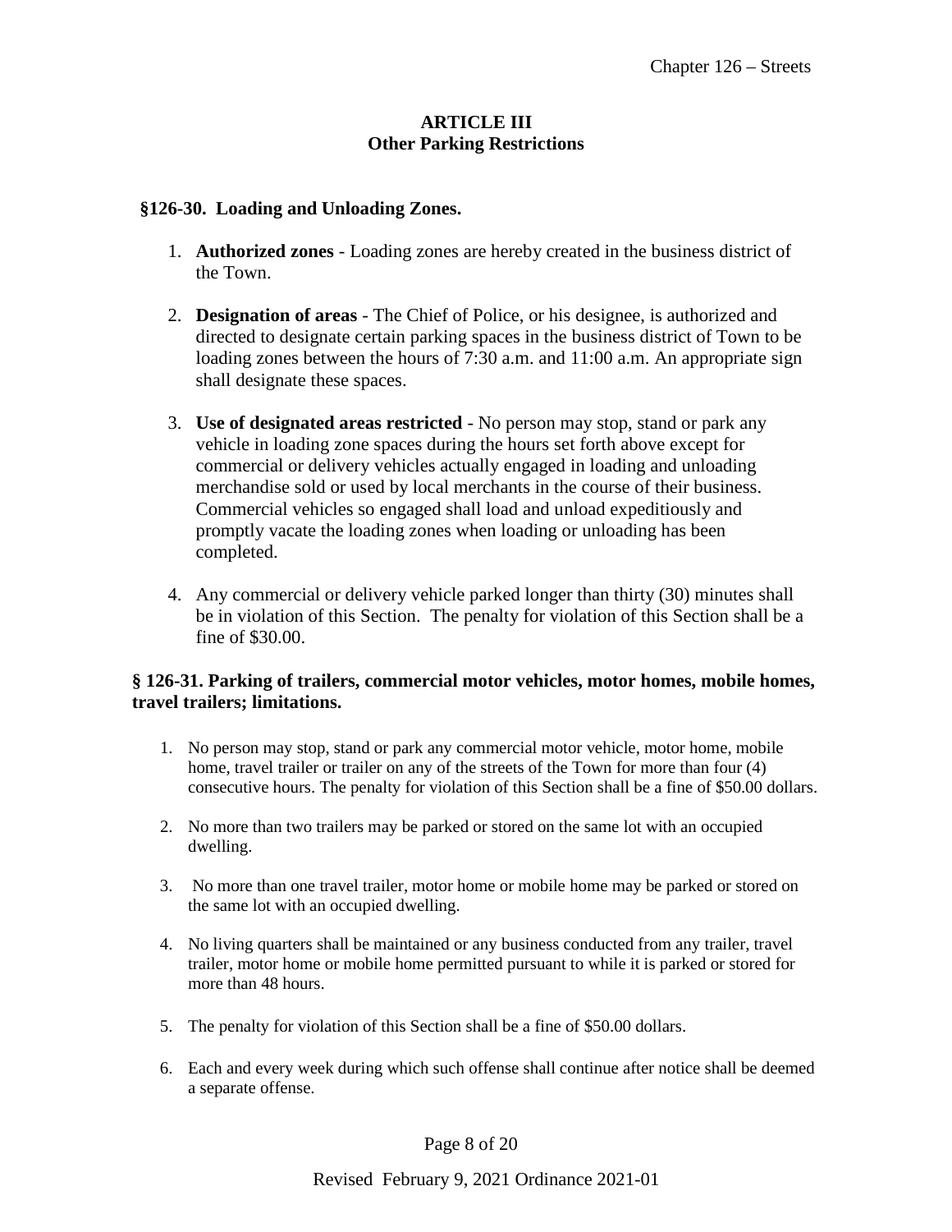## ARTICLE III
## Other Parking Restrictions

### §126-30. Loading and Unloading Zones.

1. **Authorized zones** - Loading zones are hereby created in the business district of the Town.

2. **Designation of areas** - The Chief of Police, or his designee, is authorized and directed to designate certain parking spaces in the business district of Town to be loading zones between the hours of 7:30 a.m. and 11:00 a.m. An appropriate sign shall designate these spaces.

3. **Use of designated areas restricted** - No person may stop, stand or park any vehicle in loading zone spaces during the hours set forth above except for commercial or delivery vehicles actually engaged in loading and unloading merchandise sold or used by local merchants in the course of their business. Commercial vehicles so engaged shall load and unload expeditiously and promptly vacate the loading zones when loading or unloading has been completed.

4. Any commercial or delivery vehicle parked longer than thirty (30) minutes shall be in violation of this Section. The penalty for violation of this Section shall be a fine of $30.00.

### § 126-31. Parking of trailers, commercial motor vehicles, motor homes, mobile homes, travel trailers; limitations.

1. No person may stop, stand or park any commercial motor vehicle, motor home, mobile home, travel trailer or trailer on any of the streets of the Town for more than four (4) consecutive hours. The penalty for violation of this Section shall be a fine of $50.00 dollars.

2. No more than two trailers may be parked or stored on the same lot with an occupied dwelling.

3. No more than one travel trailer, motor home or mobile home may be parked or stored on the same lot with an occupied dwelling.

4. No living quarters shall be maintained or any business conducted from any trailer, travel trailer, motor home or mobile home permitted pursuant to while it is parked or stored for more than 48 hours.

5. The penalty for violation of this Section shall be a fine of $50.00 dollars.

6. Each and every week during which such offense shall continue after notice shall be deemed a separate offense.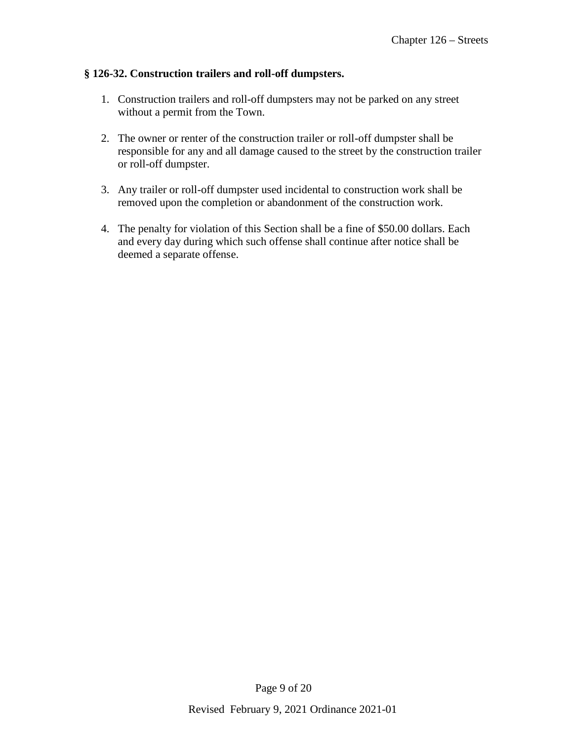### § 126-32. Construction trailers and roll-off dumpsters.

1. Construction trailers and roll-off dumpsters may not be parked on any street without a permit from the Town.

2. The owner or renter of the construction trailer or roll-off dumpster shall be responsible for any and all damage caused to the street by the construction trailer or roll-off dumpster.

3. Any trailer or roll-off dumpster used incidental to construction work shall be removed upon the completion or abandonment of the construction work.

4. The penalty for violation of this Section shall be a fine of $50.00 dollars. Each and every day during which such offense shall continue after notice shall be deemed a separate offense.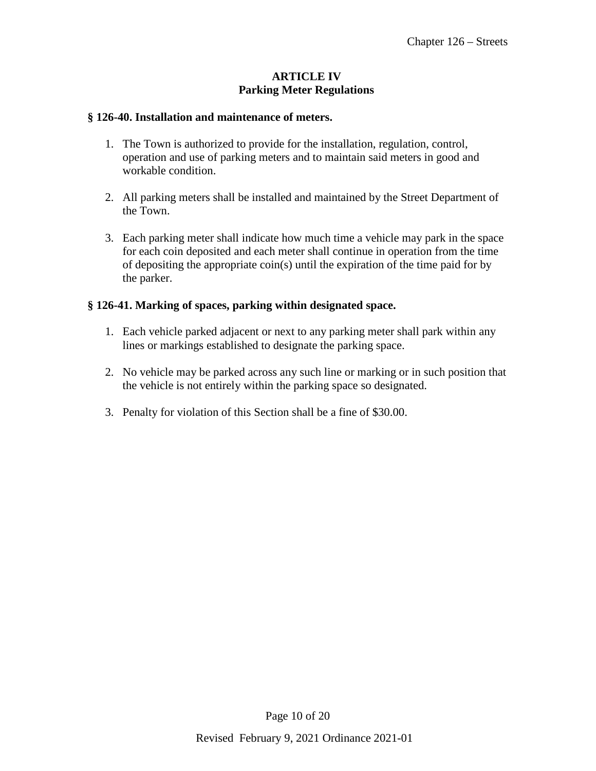## ARTICLE IV
## Parking Meter Regulations

### § 126-40. Installation and maintenance of meters.

1. The Town is authorized to provide for the installation, regulation, control, operation and use of parking meters and to maintain said meters in good and workable condition.

2. All parking meters shall be installed and maintained by the Street Department of the Town.

3. Each parking meter shall indicate how much time a vehicle may park in the space for each coin deposited and each meter shall continue in operation from the time of depositing the appropriate coin(s) until the expiration of the time paid for by the parker.

### § 126-41. Marking of spaces, parking within designated space.

1. Each vehicle parked adjacent or next to any parking meter shall park within any lines or markings established to designate the parking space.

2. No vehicle may be parked across any such line or marking or in such position that the vehicle is not entirely within the parking space so designated.

3. Penalty for violation of this Section shall be a fine of $30.00.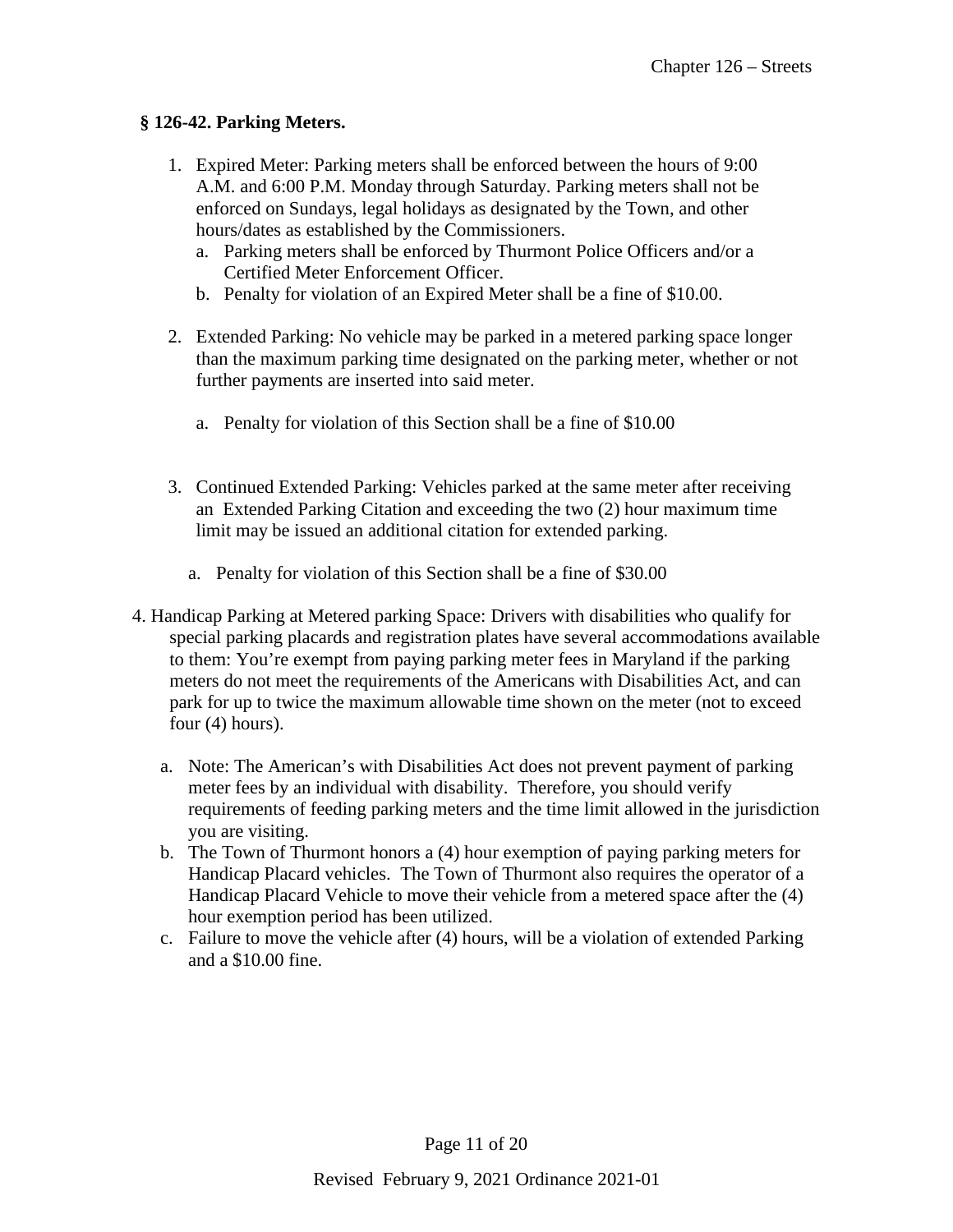### § 126-42. Parking Meters.

1. Expired Meter: Parking meters shall be enforced between the hours of 9:00 A.M. and 6:00 P.M. Monday through Saturday. Parking meters shall not be enforced on Sundays, legal holidays as designated by the Town, and other hours/dates as established by the Commissioners.
   a. Parking meters shall be enforced by Thurmont Police Officers and/or a Certified Meter Enforcement Officer.
   b. Penalty for violation of an Expired Meter shall be a fine of $10.00.

2. Extended Parking: No vehicle may be parked in a metered parking space longer than the maximum parking time designated on the parking meter, whether or not further payments are inserted into said meter.

   a. Penalty for violation of this Section shall be a fine of $10.00

3. Continued Extended Parking: Vehicles parked at the same meter after receiving an Extended Parking Citation and exceeding the two (2) hour maximum time limit may be issued an additional citation for extended parking.

   a. Penalty for violation of this Section shall be a fine of $30.00

4. Handicap Parking at Metered parking Space: Drivers with disabilities who qualify for special parking placards and registration plates have several accommodations available to them: You're exempt from paying parking meter fees in Maryland if the parking meters do not meet the requirements of the Americans with Disabilities Act, and can park for up to twice the maximum allowable time shown on the meter (not to exceed four (4) hours).

   a. Note: The American's with Disabilities Act does not prevent payment of parking meter fees by an individual with disability. Therefore, you should verify requirements of feeding parking meters and the time limit allowed in the jurisdiction you are visiting.
   b. The Town of Thurmont honors a (4) hour exemption of paying parking meters for Handicap Placard vehicles. The Town of Thurmont also requires the operator of a Handicap Placard Vehicle to move their vehicle from a metered space after the (4) hour exemption period has been utilized.
   c. Failure to move the vehicle after (4) hours, will be a violation of extended Parking and a $10.00 fine.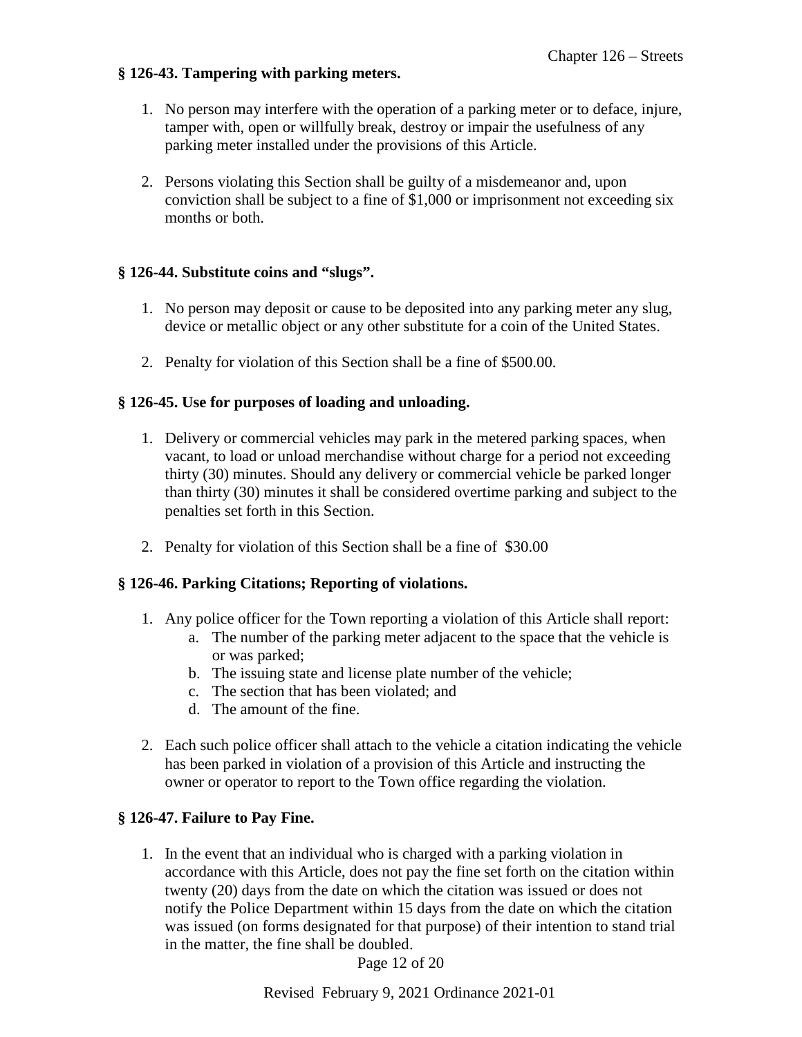### § 126-43. Tampering with parking meters.

1. No person may interfere with the operation of a parking meter or to deface, injure, tamper with, open or willfully break, destroy or impair the usefulness of any parking meter installed under the provisions of this Article.

2. Persons violating this Section shall be guilty of a misdemeanor and, upon conviction shall be subject to a fine of $1,000 or imprisonment not exceeding six months or both.

### § 126-44. Substitute coins and "slugs".

1. No person may deposit or cause to be deposited into any parking meter any slug, device or metallic object or any other substitute for a coin of the United States.

2. Penalty for violation of this Section shall be a fine of $500.00.

### § 126-45. Use for purposes of loading and unloading.

1. Delivery or commercial vehicles may park in the metered parking spaces, when vacant, to load or unload merchandise without charge for a period not exceeding thirty (30) minutes. Should any delivery or commercial vehicle be parked longer than thirty (30) minutes it shall be considered overtime parking and subject to the penalties set forth in this Section.

2. Penalty for violation of this Section shall be a fine of $30.00

### § 126-46. Parking Citations; Reporting of violations.

1. Any police officer for the Town reporting a violation of this Article shall report:
   a. The number of the parking meter adjacent to the space that the vehicle is or was parked;
   b. The issuing state and license plate number of the vehicle;
   c. The section that has been violated; and
   d. The amount of the fine.

2. Each such police officer shall attach to the vehicle a citation indicating the vehicle has been parked in violation of a provision of this Article and instructing the owner or operator to report to the Town office regarding the violation.

### § 126-47. Failure to Pay Fine.

1. In the event that an individual who is charged with a parking violation in accordance with this Article, does not pay the fine set forth on the citation within twenty (20) days from the date on which the citation was issued or does not notify the Police Department within 15 days from the date on which the citation was issued (on forms designated for that purpose) of their intention to stand trial in the matter, the fine shall be doubled.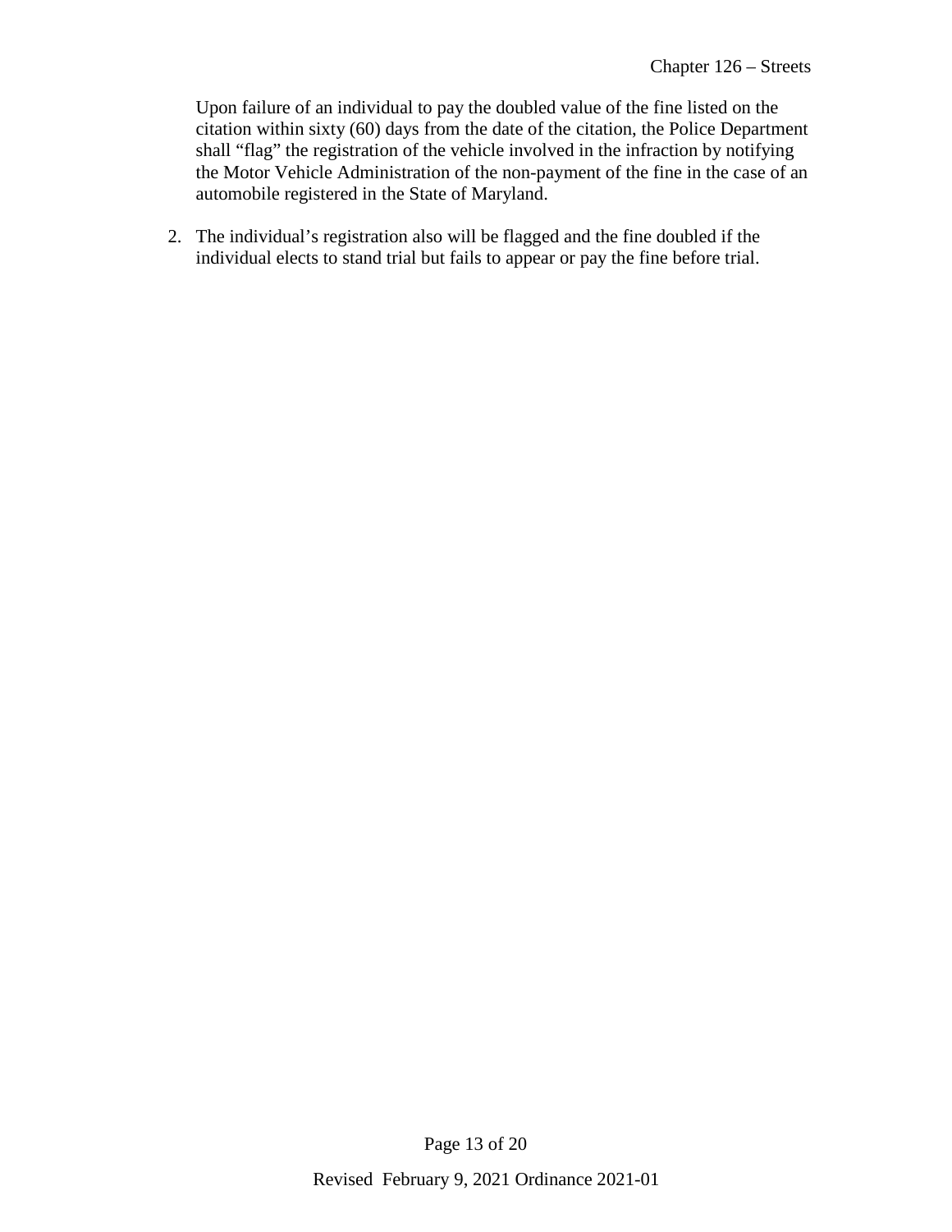Upon failure of an individual to pay the doubled value of the fine listed on the citation within sixty (60) days from the date of the citation, the Police Department shall "flag" the registration of the vehicle involved in the infraction by notifying the Motor Vehicle Administration of the non-payment of the fine in the case of an automobile registered in the State of Maryland.

2. The individual's registration also will be flagged and the fine doubled if the individual elects to stand trial but fails to appear or pay the fine before trial.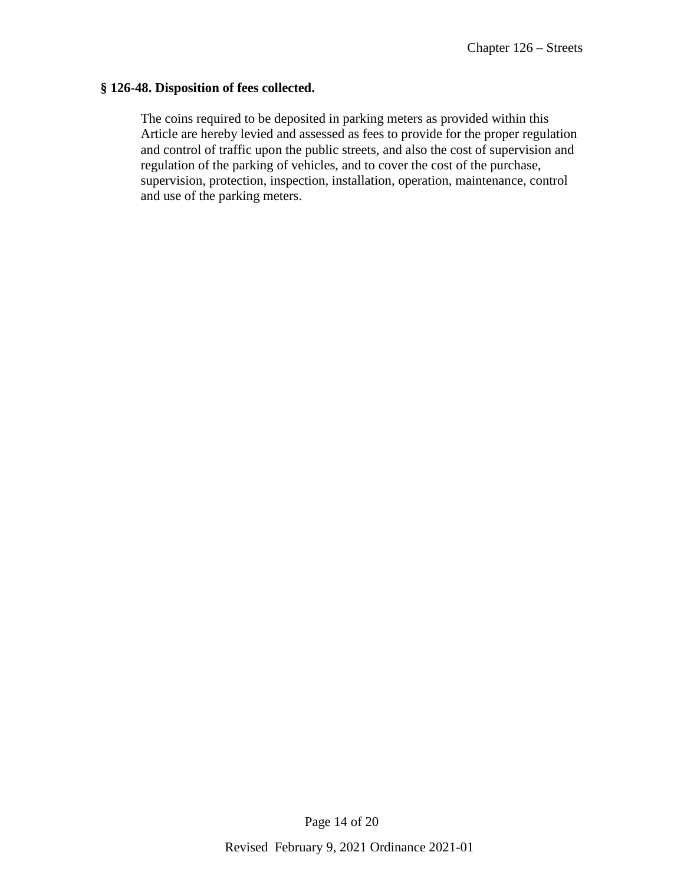### § 126-48. Disposition of fees collected.

The coins required to be deposited in parking meters as provided within this Article are hereby levied and assessed as fees to provide for the proper regulation and control of traffic upon the public streets, and also the cost of supervision and regulation of the parking of vehicles, and to cover the cost of the purchase, supervision, protection, inspection, installation, operation, maintenance, control and use of the parking meters.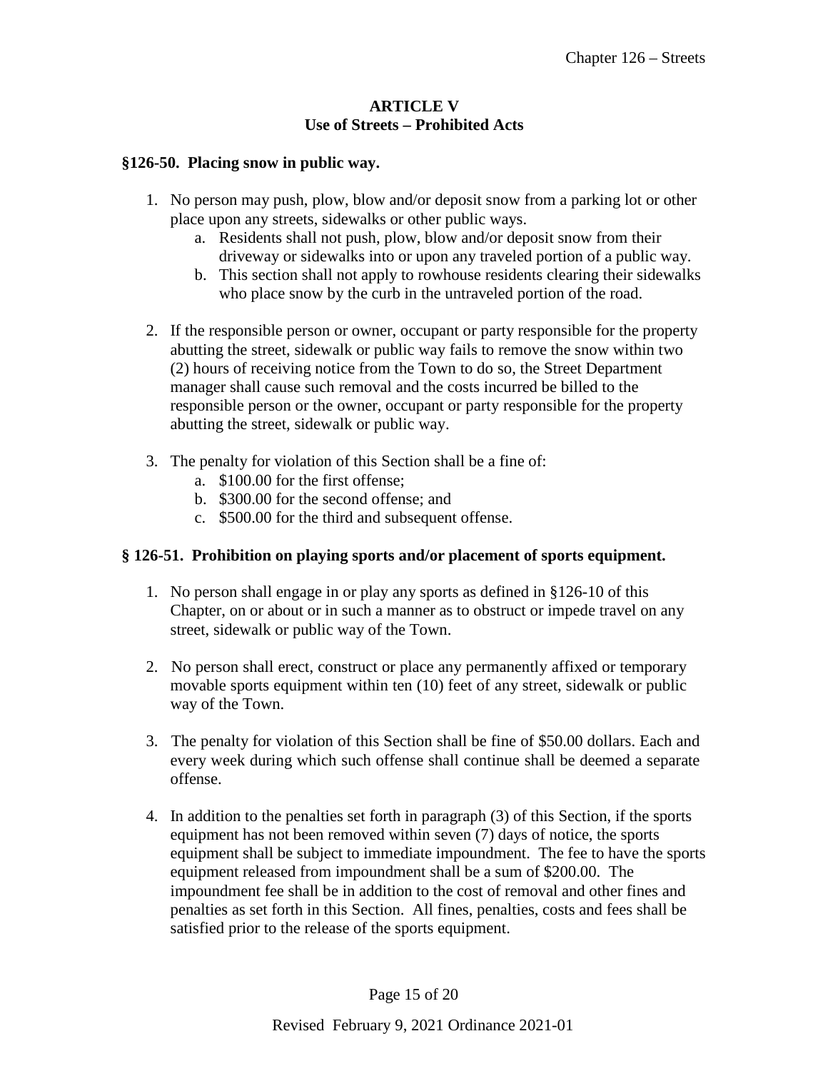## ARTICLE V
## Use of Streets – Prohibited Acts

### §126-50. Placing snow in public way.

1. No person may push, plow, blow and/or deposit snow from a parking lot or other place upon any streets, sidewalks or other public ways.
   a. Residents shall not push, plow, blow and/or deposit snow from their driveway or sidewalks into or upon any traveled portion of a public way.
   b. This section shall not apply to rowhouse residents clearing their sidewalks who place snow by the curb in the untraveled portion of the road.

2. If the responsible person or owner, occupant or party responsible for the property abutting the street, sidewalk or public way fails to remove the snow within two (2) hours of receiving notice from the Town to do so, the Street Department manager shall cause such removal and the costs incurred be billed to the responsible person or the owner, occupant or party responsible for the property abutting the street, sidewalk or public way.

3. The penalty for violation of this Section shall be a fine of:
   a. $100.00 for the first offense;
   b. $300.00 for the second offense; and
   c. $500.00 for the third and subsequent offense.

### § 126-51. Prohibition on playing sports and/or placement of sports equipment.

1. No person shall engage in or play any sports as defined in §126-10 of this Chapter, on or about or in such a manner as to obstruct or impede travel on any street, sidewalk or public way of the Town.

2. No person shall erect, construct or place any permanently affixed or temporary movable sports equipment within ten (10) feet of any street, sidewalk or public way of the Town.

3. The penalty for violation of this Section shall be fine of $50.00 dollars. Each and every week during which such offense shall continue shall be deemed a separate offense.

4. In addition to the penalties set forth in paragraph (3) of this Section, if the sports equipment has not been removed within seven (7) days of notice, the sports equipment shall be subject to immediate impoundment. The fee to have the sports equipment released from impoundment shall be a sum of $200.00. The impoundment fee shall be in addition to the cost of removal and other fines and penalties as set forth in this Section. All fines, penalties, costs and fees shall be satisfied prior to the release of the sports equipment.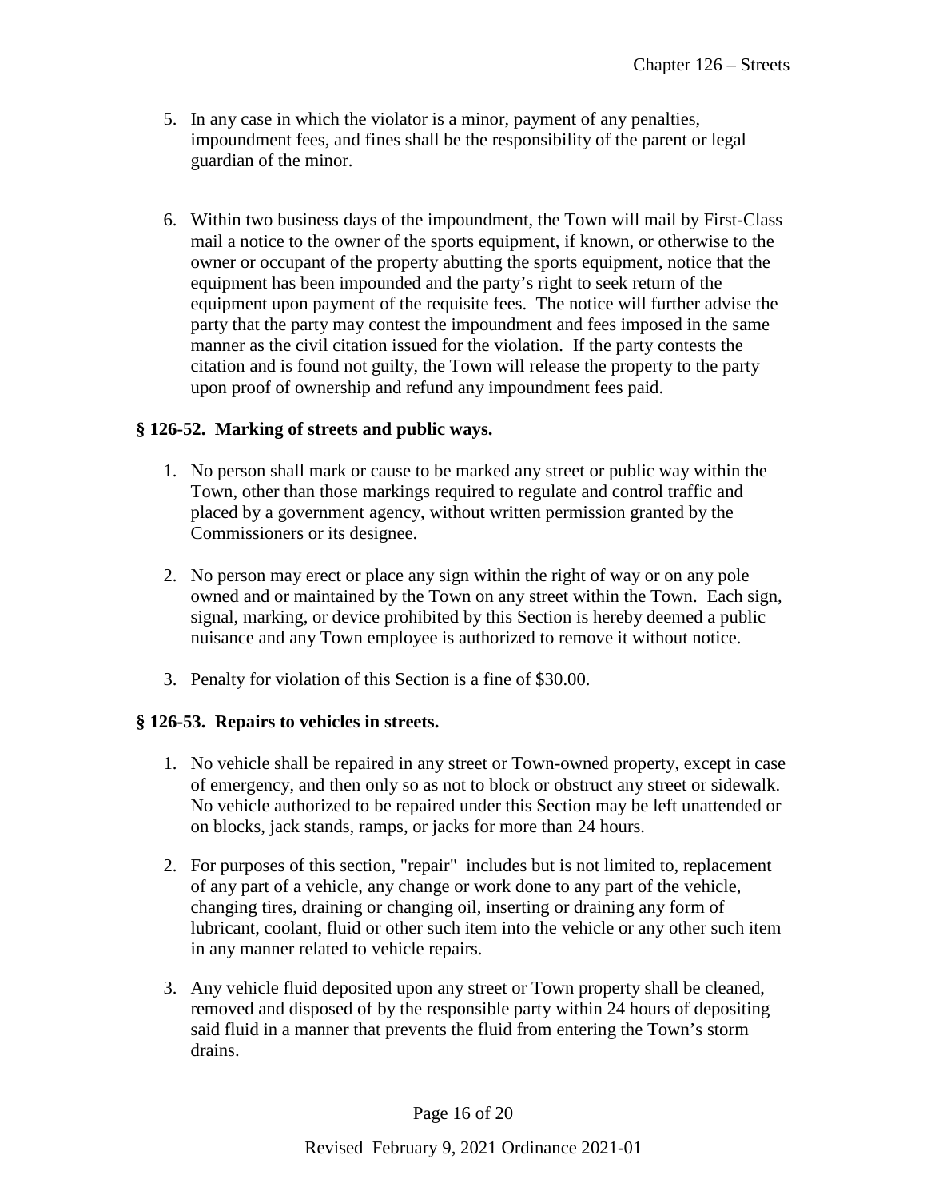5. In any case in which the violator is a minor, payment of any penalties, impoundment fees, and fines shall be the responsibility of the parent or legal guardian of the minor.

6. Within two business days of the impoundment, the Town will mail by First-Class mail a notice to the owner of the sports equipment, if known, or otherwise to the owner or occupant of the property abutting the sports equipment, notice that the equipment has been impounded and the party's right to seek return of the equipment upon payment of the requisite fees. The notice will further advise the party that the party may contest the impoundment and fees imposed in the same manner as the civil citation issued for the violation. If the party contests the citation and is found not guilty, the Town will release the property to the party upon proof of ownership and refund any impoundment fees paid.

### § 126-52. Marking of streets and public ways.

1. No person shall mark or cause to be marked any street or public way within the Town, other than those markings required to regulate and control traffic and placed by a government agency, without written permission granted by the Commissioners or its designee.

2. No person may erect or place any sign within the right of way or on any pole owned and or maintained by the Town on any street within the Town. Each sign, signal, marking, or device prohibited by this Section is hereby deemed a public nuisance and any Town employee is authorized to remove it without notice.

3. Penalty for violation of this Section is a fine of $30.00.

### § 126-53. Repairs to vehicles in streets.

1. No vehicle shall be repaired in any street or Town-owned property, except in case of emergency, and then only so as not to block or obstruct any street or sidewalk. No vehicle authorized to be repaired under this Section may be left unattended or on blocks, jack stands, ramps, or jacks for more than 24 hours.

2. For purposes of this section, "repair" includes but is not limited to, replacement of any part of a vehicle, any change or work done to any part of the vehicle, changing tires, draining or changing oil, inserting or draining any form of lubricant, coolant, fluid or other such item into the vehicle or any other such item in any manner related to vehicle repairs.

3. Any vehicle fluid deposited upon any street or Town property shall be cleaned, removed and disposed of by the responsible party within 24 hours of depositing said fluid in a manner that prevents the fluid from entering the Town's storm drains.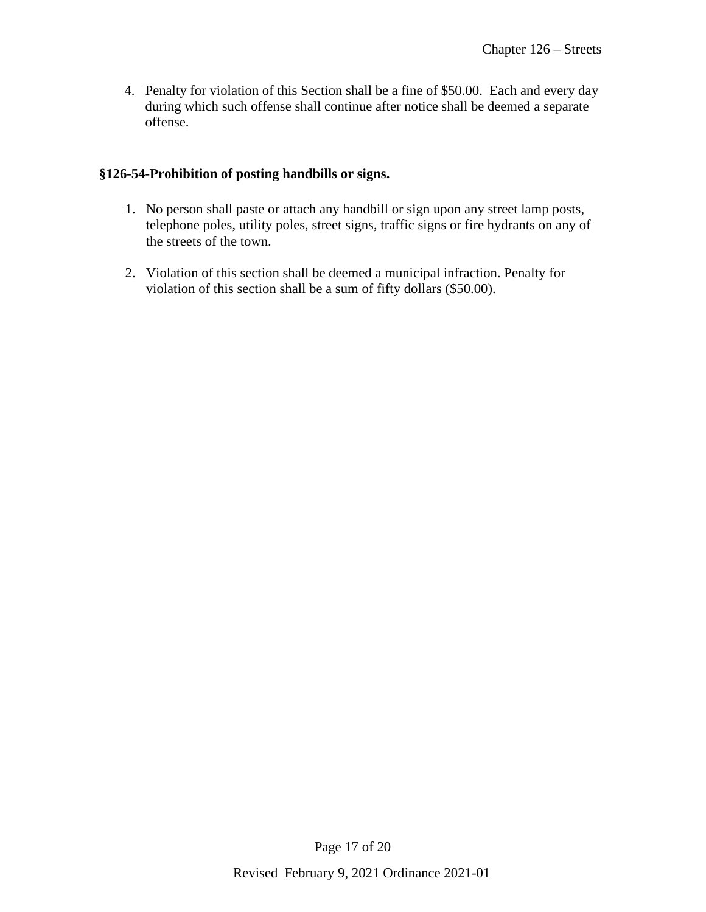4. Penalty for violation of this Section shall be a fine of $50.00. Each and every day during which such offense shall continue after notice shall be deemed a separate offense.

**§126-54-Prohibition of posting handbills or signs.**

1. No person shall paste or attach any handbill or sign upon any street lamp posts, telephone poles, utility poles, street signs, traffic signs or fire hydrants on any of the streets of the town.

2. Violation of this section shall be deemed a municipal infraction. Penalty for violation of this section shall be a sum of fifty dollars ($50.00).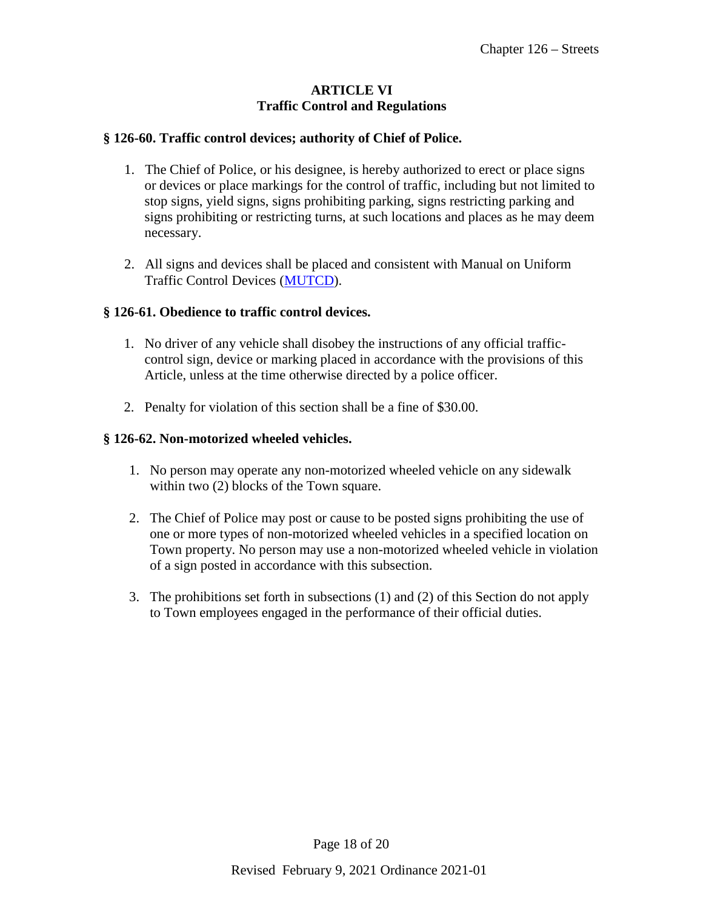## ARTICLE VI
## Traffic Control and Regulations

### § 126-60. Traffic control devices; authority of Chief of Police.

1. The Chief of Police, or his designee, is hereby authorized to erect or place signs or devices or place markings for the control of traffic, including but not limited to stop signs, yield signs, signs prohibiting parking, signs restricting parking and signs prohibiting or restricting turns, at such locations and places as he may deem necessary.

2. All signs and devices shall be placed and consistent with Manual on Uniform Traffic Control Devices (MUTCD).

### § 126-61. Obedience to traffic control devices.

1. No driver of any vehicle shall disobey the instructions of any official traffic-control sign, device or marking placed in accordance with the provisions of this Article, unless at the time otherwise directed by a police officer.

2. Penalty for violation of this section shall be a fine of $30.00.

### § 126-62. Non-motorized wheeled vehicles.

1. No person may operate any non-motorized wheeled vehicle on any sidewalk within two (2) blocks of the Town square.

2. The Chief of Police may post or cause to be posted signs prohibiting the use of one or more types of non-motorized wheeled vehicles in a specified location on Town property. No person may use a non-motorized wheeled vehicle in violation of a sign posted in accordance with this subsection.

3. The prohibitions set forth in subsections (1) and (2) of this Section do not apply to Town employees engaged in the performance of their official duties.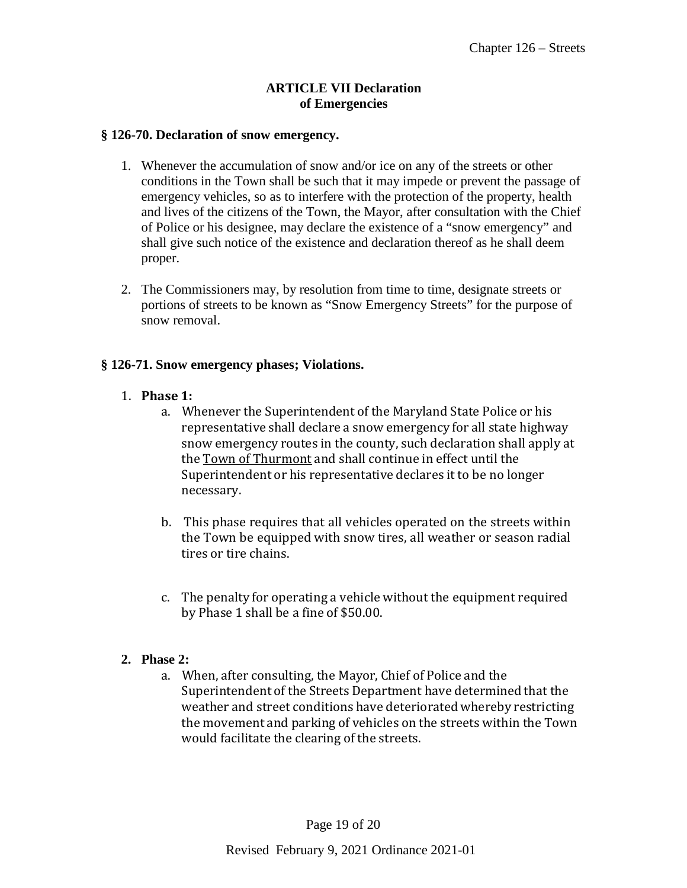## ARTICLE VII Declaration of Emergencies

### § 126-70. Declaration of snow emergency.

1. Whenever the accumulation of snow and/or ice on any of the streets or other conditions in the Town shall be such that it may impede or prevent the passage of emergency vehicles, so as to interfere with the protection of the property, health and lives of the citizens of the Town, the Mayor, after consultation with the Chief of Police or his designee, may declare the existence of a "snow emergency" and shall give such notice of the existence and declaration thereof as he shall deem proper.

2. The Commissioners may, by resolution from time to time, designate streets or portions of streets to be known as "Snow Emergency Streets" for the purpose of snow removal.

### § 126-71. Snow emergency phases; Violations.

1. **Phase 1:**
   a. Whenever the Superintendent of the Maryland State Police or his representative shall declare a snow emergency for all state highway snow emergency routes in the county, such declaration shall apply at the Town of Thurmont and shall continue in effect until the Superintendent or his representative declares it to be no longer necessary.

   b. This phase requires that all vehicles operated on the streets within the Town be equipped with snow tires, all weather or season radial tires or tire chains.

   c. The penalty for operating a vehicle without the equipment required by Phase 1 shall be a fine of $50.00.

2. **Phase 2:**
   a. When, after consulting, the Mayor, Chief of Police and the Superintendent of the Streets Department have determined that the weather and street conditions have deteriorated whereby restricting the movement and parking of vehicles on the streets within the Town would facilitate the clearing of the streets.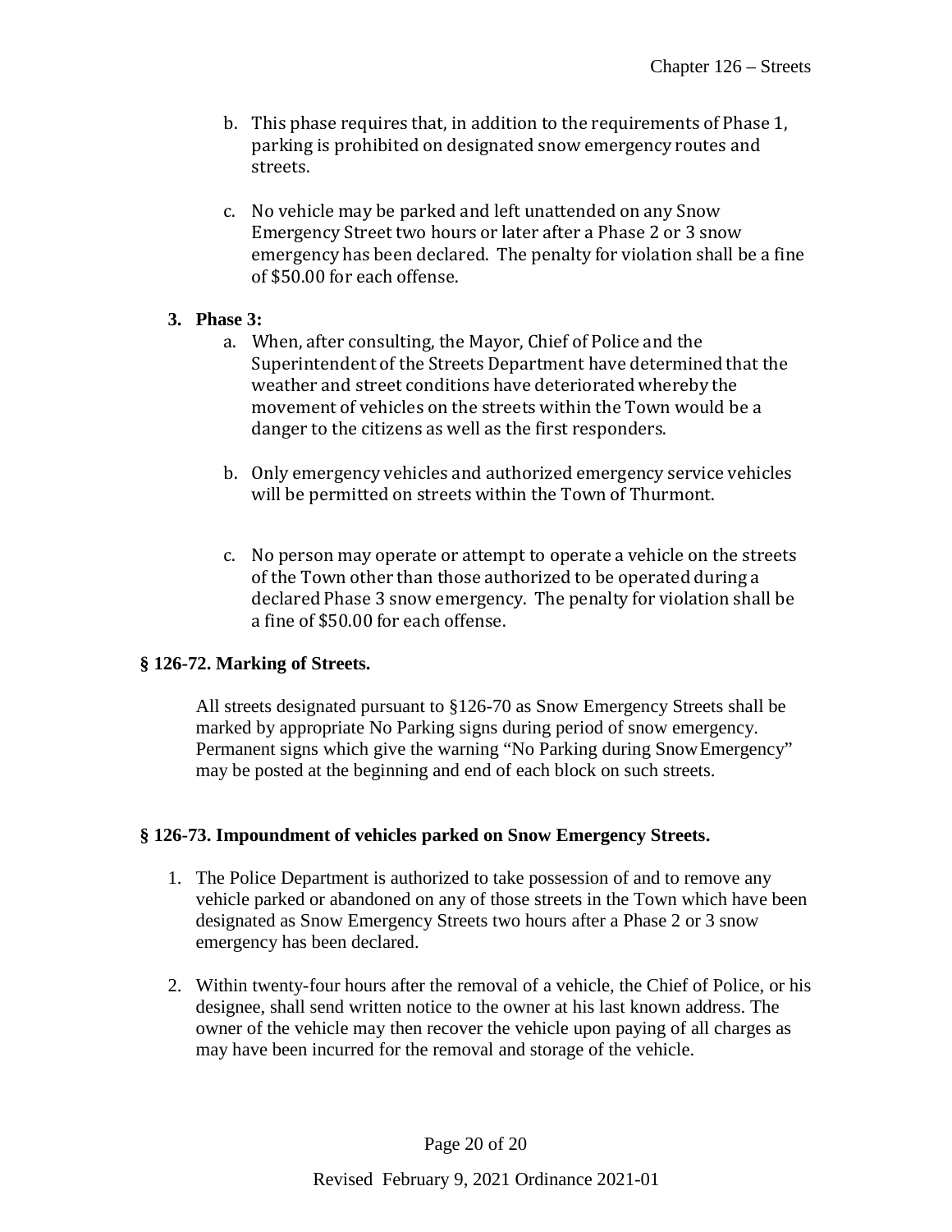b. This phase requires that, in addition to the requirements of Phase 1, parking is prohibited on designated snow emergency routes and streets.

c. No vehicle may be parked and left unattended on any Snow Emergency Street two hours or later after a Phase 2 or 3 snow emergency has been declared. The penalty for violation shall be a fine of $50.00 for each offense.

3. **Phase 3:**
   a. When, after consulting, the Mayor, Chief of Police and the Superintendent of the Streets Department have determined that the weather and street conditions have deteriorated whereby the movement of vehicles on the streets within the Town would be a danger to the citizens as well as the first responders.

   b. Only emergency vehicles and authorized emergency service vehicles will be permitted on streets within the Town of Thurmont.

   c. No person may operate or attempt to operate a vehicle on the streets of the Town other than those authorized to be operated during a declared Phase 3 snow emergency. The penalty for violation shall be a fine of $50.00 for each offense.

### § 126-72. Marking of Streets.

All streets designated pursuant to §126-70 as Snow Emergency Streets shall be marked by appropriate No Parking signs during period of snow emergency. Permanent signs which give the warning "No Parking during Snow Emergency" may be posted at the beginning and end of each block on such streets.

### § 126-73. Impoundment of vehicles parked on Snow Emergency Streets.

1. The Police Department is authorized to take possession of and to remove any vehicle parked or abandoned on any of those streets in the Town which have been designated as Snow Emergency Streets two hours after a Phase 2 or 3 snow emergency has been declared.

2. Within twenty-four hours after the removal of a vehicle, the Chief of Police, or his designee, shall send written notice to the owner at his last known address. The owner of the vehicle may then recover the vehicle upon paying of all charges as may have been incurred for the removal and storage of the vehicle.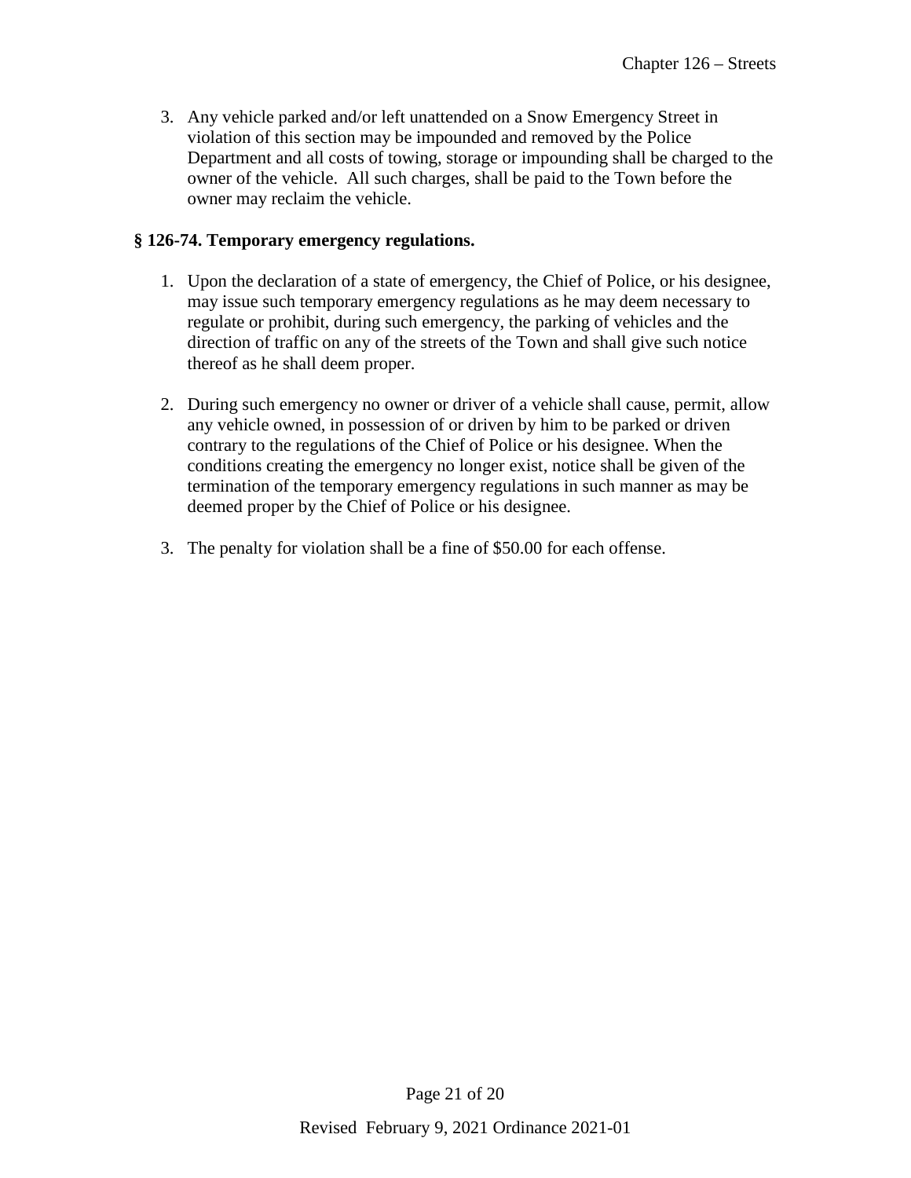3. Any vehicle parked and/or left unattended on a Snow Emergency Street in violation of this section may be impounded and removed by the Police Department and all costs of towing, storage or impounding shall be charged to the owner of the vehicle. All such charges, shall be paid to the Town before the owner may reclaim the vehicle.

**§ 126-74. Temporary emergency regulations.**

1. Upon the declaration of a state of emergency, the Chief of Police, or his designee, may issue such temporary emergency regulations as he may deem necessary to regulate or prohibit, during such emergency, the parking of vehicles and the direction of traffic on any of the streets of the Town and shall give such notice thereof as he shall deem proper.

2. During such emergency no owner or driver of a vehicle shall cause, permit, allow any vehicle owned, in possession of or driven by him to be parked or driven contrary to the regulations of the Chief of Police or his designee. When the conditions creating the emergency no longer exist, notice shall be given of the termination of the temporary emergency regulations in such manner as may be deemed proper by the Chief of Police or his designee.

3. The penalty for violation shall be a fine of $50.00 for each offense.